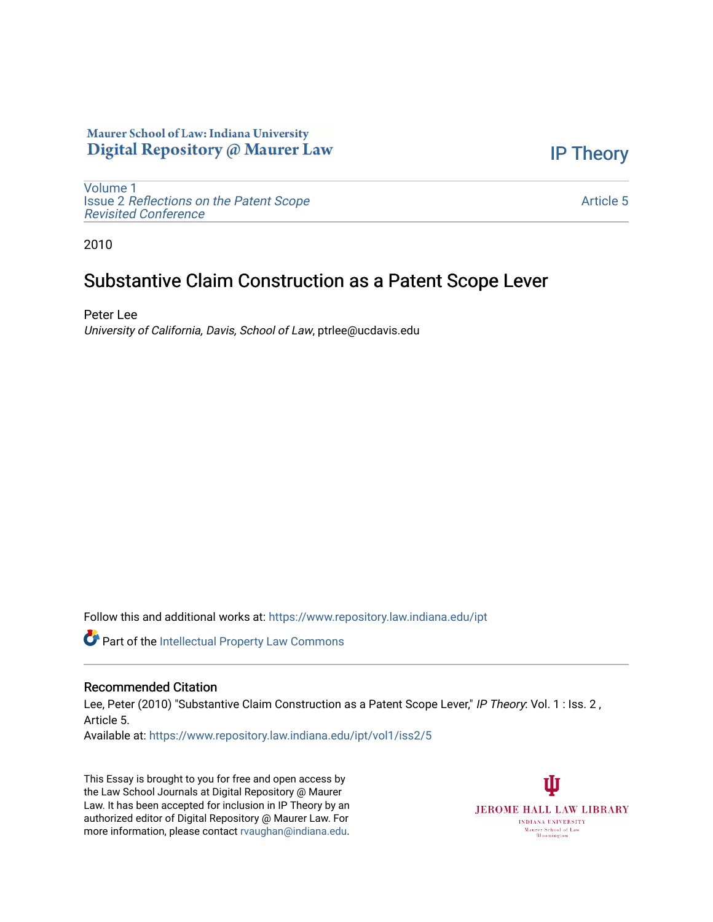Maurer School of Law: Indiana University
Digital Repository @ Maurer Law

IP Theory

Volume 1
Issue 2 *Reflections on the Patent Scope Revisited Conference*

Article 5

2010

# Substantive Claim Construction as a Patent Scope Lever

Peter Lee
*University of California, Davis, School of Law*, ptrlee@ucdavis.edu

Follow this and additional works at: https://www.repository.law.indiana.edu/ipt

Part of the Intellectual Property Law Commons

## Recommended Citation

Lee, Peter (2010) "Substantive Claim Construction as a Patent Scope Lever," *IP Theory*: Vol. 1 : Iss. 2 , Article 5.
Available at: https://www.repository.law.indiana.edu/ipt/vol1/iss2/5

This Essay is brought to you for free and open access by the Law School Journals at Digital Repository @ Maurer Law. It has been accepted for inclusion in IP Theory by an authorized editor of Digital Repository @ Maurer Law. For more information, please contact rvaughan@indiana.edu.

JEROME HALL LAW LIBRARY
INDIANA UNIVERSITY
Maurer School of Law
Bloomington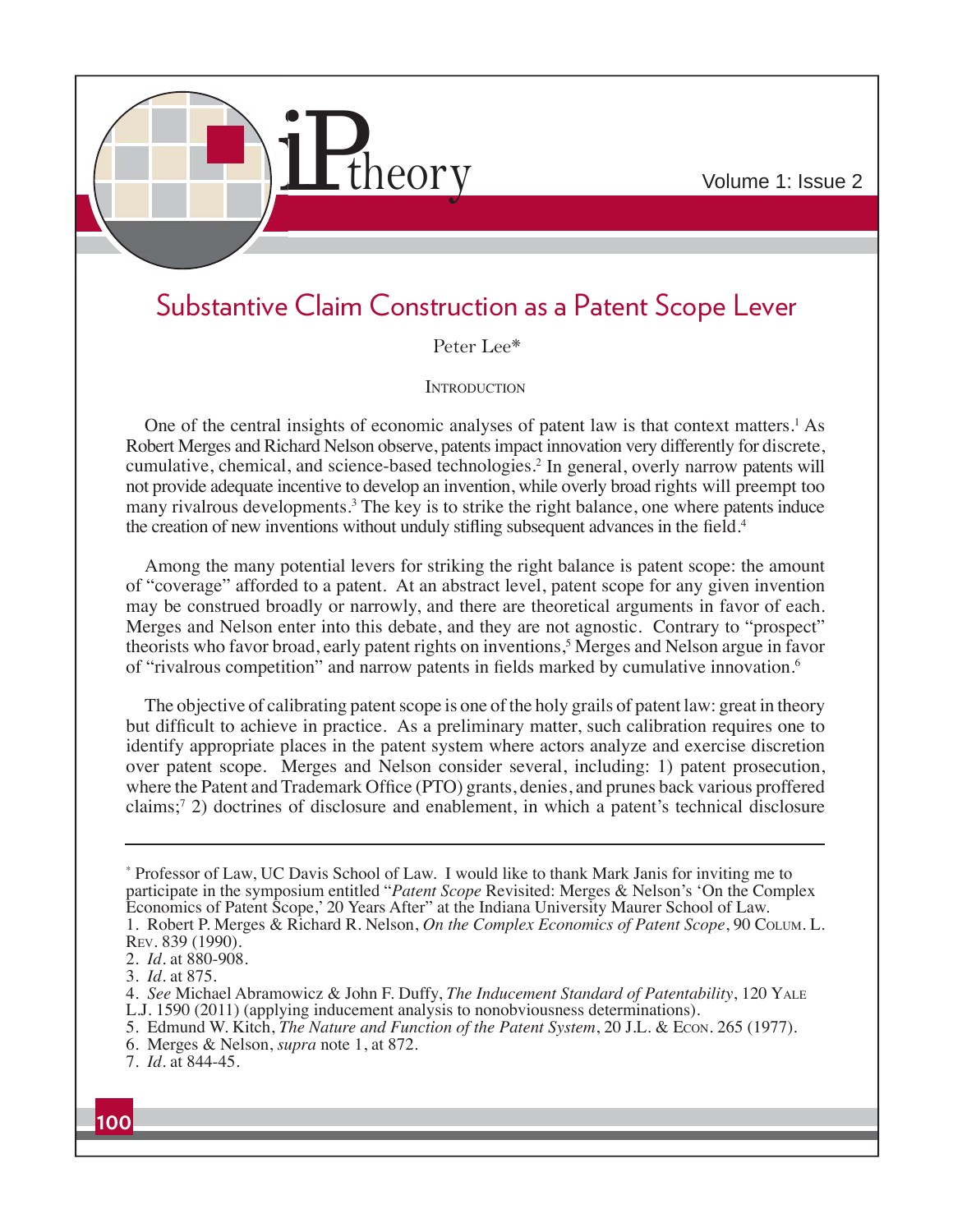# Substantive Claim Construction as a Patent Scope Lever

Peter Lee*

## Introduction

One of the central insights of economic analyses of patent law is that context matters.[1] As Robert Merges and Richard Nelson observe, patents impact innovation very differently for discrete, cumulative, chemical, and science-based technologies.[2] In general, overly narrow patents will not provide adequate incentive to develop an invention, while overly broad rights will preempt too many rivalrous developments.[3] The key is to strike the right balance, one where patents induce the creation of new inventions without unduly stifling subsequent advances in the field.[4]

Among the many potential levers for striking the right balance is patent scope: the amount of "coverage" afforded to a patent. At an abstract level, patent scope for any given invention may be construed broadly or narrowly, and there are theoretical arguments in favor of each. Merges and Nelson enter into this debate, and they are not agnostic. Contrary to "prospect" theorists who favor broad, early patent rights on inventions,[5] Merges and Nelson argue in favor of "rivalrous competition" and narrow patents in fields marked by cumulative innovation.[6]

The objective of calibrating patent scope is one of the holy grails of patent law: great in theory but difficult to achieve in practice. As a preliminary matter, such calibration requires one to identify appropriate places in the patent system where actors analyze and exercise discretion over patent scope. Merges and Nelson consider several, including: 1) patent prosecution, where the Patent and Trademark Office (PTO) grants, denies, and prunes back various proffered claims;[7] 2) doctrines of disclosure and enablement, in which a patent's technical disclosure

---

\* Professor of Law, UC Davis School of Law. I would like to thank Mark Janis for inviting me to participate in the symposium entitled "*Patent Scope* Revisited: Merges & Nelson's 'On the Complex Economics of Patent Scope,' 20 Years After" at the Indiana University Maurer School of Law.

1. Robert P. Merges & Richard R. Nelson, *On the Complex Economics of Patent Scope*, 90 Colum. L. Rev. 839 (1990).

2. *Id.* at 880-908.

3. *Id.* at 875.

4. *See* Michael Abramowicz & John F. Duffy, *The Inducement Standard of Patentability*, 120 Yale L.J. 1590 (2011) (applying inducement analysis to nonobviousness determinations).

5. Edmund W. Kitch, *The Nature and Function of the Patent System*, 20 J.L. & Econ. 265 (1977).

6. Merges & Nelson, *supra* note 1, at 872.

7. *Id.* at 844-45.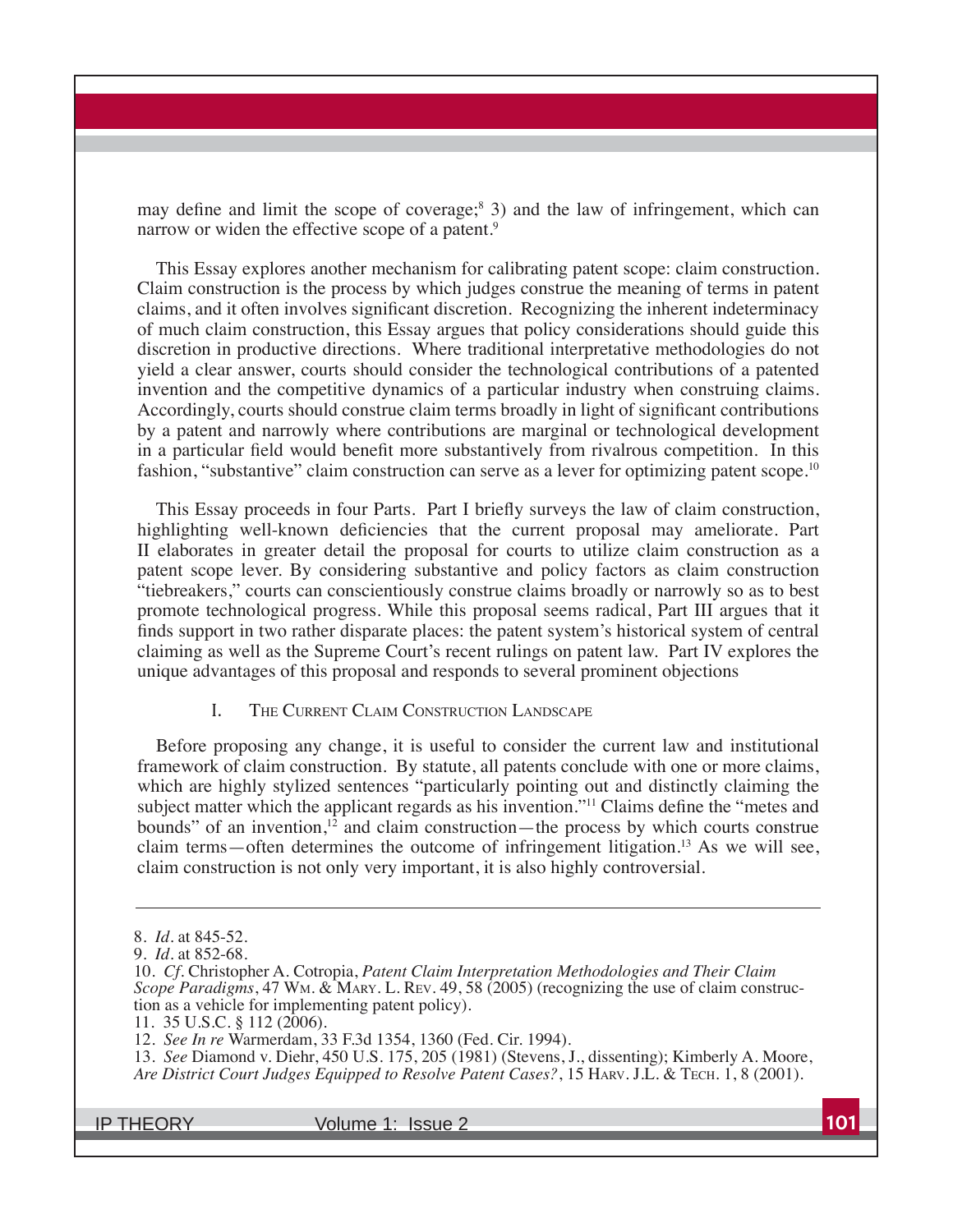may define and limit the scope of coverage;[8] 3) and the law of infringement, which can narrow or widen the effective scope of a patent.[9]

This Essay explores another mechanism for calibrating patent scope: claim construction. Claim construction is the process by which judges construe the meaning of terms in patent claims, and it often involves significant discretion. Recognizing the inherent indeterminacy of much claim construction, this Essay argues that policy considerations should guide this discretion in productive directions. Where traditional interpretative methodologies do not yield a clear answer, courts should consider the technological contributions of a patented invention and the competitive dynamics of a particular industry when construing claims. Accordingly, courts should construe claim terms broadly in light of significant contributions by a patent and narrowly where contributions are marginal or technological development in a particular field would benefit more substantively from rivalrous competition. In this fashion, "substantive" claim construction can serve as a lever for optimizing patent scope.[10]

This Essay proceeds in four Parts. Part I briefly surveys the law of claim construction, highlighting well-known deficiencies that the current proposal may ameliorate. Part II elaborates in greater detail the proposal for courts to utilize claim construction as a patent scope lever. By considering substantive and policy factors as claim construction "tiebreakers," courts can conscientiously construe claims broadly or narrowly so as to best promote technological progress. While this proposal seems radical, Part III argues that it finds support in two rather disparate places: the patent system's historical system of central claiming as well as the Supreme Court's recent rulings on patent law. Part IV explores the unique advantages of this proposal and responds to several prominent objections

## I. The Current Claim Construction Landscape

Before proposing any change, it is useful to consider the current law and institutional framework of claim construction. By statute, all patents conclude with one or more claims, which are highly stylized sentences "particularly pointing out and distinctly claiming the subject matter which the applicant regards as his invention."[11] Claims define the "metes and bounds" of an invention,[12] and claim construction—the process by which courts construe claim terms—often determines the outcome of infringement litigation.[13] As we will see, claim construction is not only very important, it is also highly controversial.

---

8. *Id.* at 845-52.

9. *Id.* at 852-68.

10. *Cf.* Christopher A. Cotropia, *Patent Claim Interpretation Methodologies and Their Claim Scope Paradigms*, 47 Wm. & Mary. L. Rev. 49, 58 (2005) (recognizing the use of claim construction as a vehicle for implementing patent policy).

11. 35 U.S.C. § 112 (2006).

12. *See In re* Warmerdam, 33 F.3d 1354, 1360 (Fed. Cir. 1994).

13. *See* Diamond v. Diehr, 450 U.S. 175, 205 (1981) (Stevens, J., dissenting); Kimberly A. Moore, *Are District Court Judges Equipped to Resolve Patent Cases?*, 15 Harv. J.L. & Tech. 1, 8 (2001).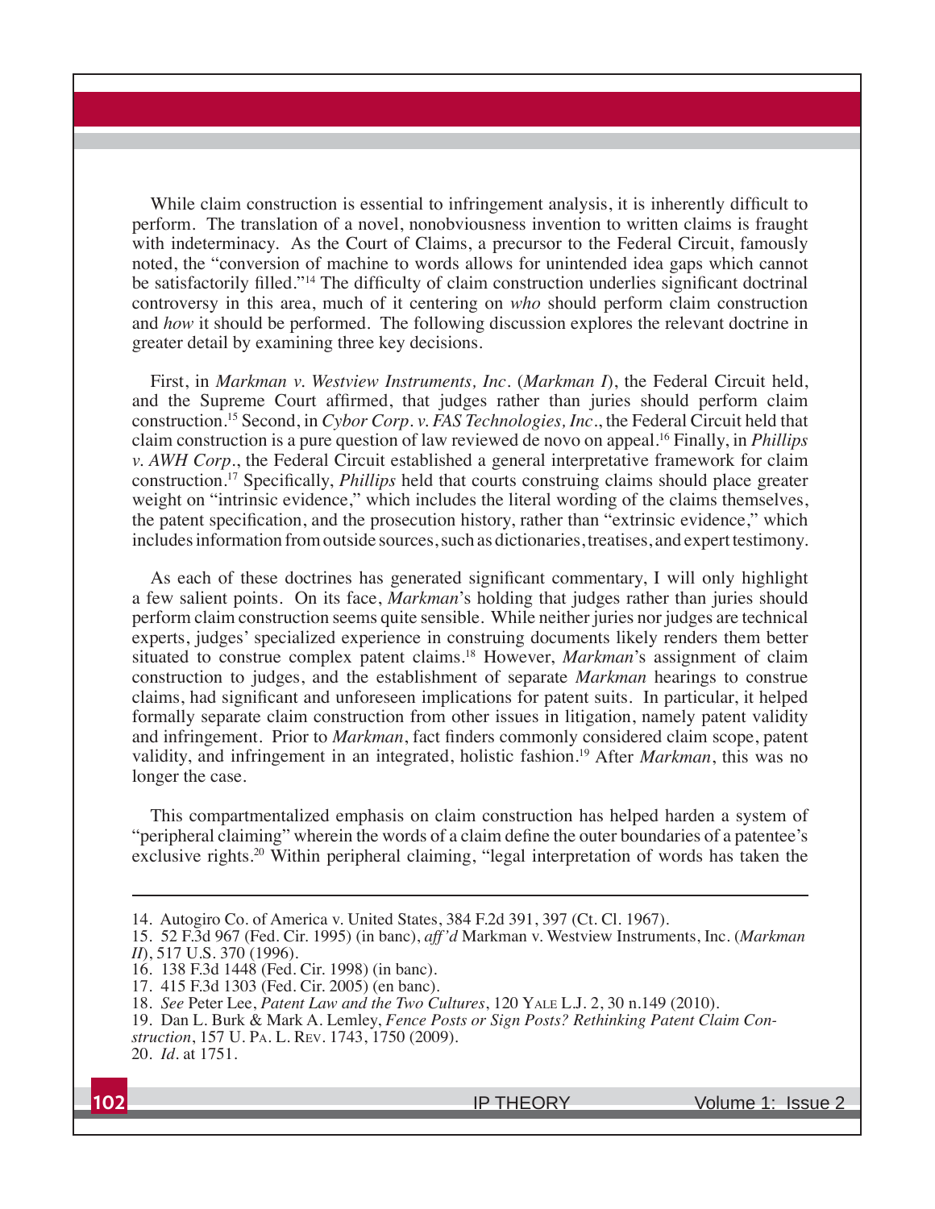While claim construction is essential to infringement analysis, it is inherently difficult to perform. The translation of a novel, nonobviousness invention to written claims is fraught with indeterminacy. As the Court of Claims, a precursor to the Federal Circuit, famously noted, the "conversion of machine to words allows for unintended idea gaps which cannot be satisfactorily filled."[14] The difficulty of claim construction underlies significant doctrinal controversy in this area, much of it centering on *who* should perform claim construction and *how* it should be performed. The following discussion explores the relevant doctrine in greater detail by examining three key decisions.

First, in *Markman v. Westview Instruments, Inc.* (*Markman I*), the Federal Circuit held, and the Supreme Court affirmed, that judges rather than juries should perform claim construction.[15] Second, in *Cybor Corp. v. FAS Technologies, Inc.*, the Federal Circuit held that claim construction is a pure question of law reviewed de novo on appeal.[16] Finally, in *Phillips v. AWH Corp.*, the Federal Circuit established a general interpretative framework for claim construction.[17] Specifically, *Phillips* held that courts construing claims should place greater weight on "intrinsic evidence," which includes the literal wording of the claims themselves, the patent specification, and the prosecution history, rather than "extrinsic evidence," which includes information from outside sources, such as dictionaries, treatises, and expert testimony.

As each of these doctrines has generated significant commentary, I will only highlight a few salient points. On its face, *Markman*'s holding that judges rather than juries should perform claim construction seems quite sensible. While neither juries nor judges are technical experts, judges' specialized experience in construing documents likely renders them better situated to construe complex patent claims.[18] However, *Markman*'s assignment of claim construction to judges, and the establishment of separate *Markman* hearings to construe claims, had significant and unforeseen implications for patent suits. In particular, it helped formally separate claim construction from other issues in litigation, namely patent validity and infringement. Prior to *Markman*, fact finders commonly considered claim scope, patent validity, and infringement in an integrated, holistic fashion.[19] After *Markman*, this was no longer the case.

This compartmentalized emphasis on claim construction has helped harden a system of "peripheral claiming" wherein the words of a claim define the outer boundaries of a patentee's exclusive rights.[20] Within peripheral claiming, "legal interpretation of words has taken the

---

14. Autogiro Co. of America v. United States, 384 F.2d 391, 397 (Ct. Cl. 1967).
15. 52 F.3d 967 (Fed. Cir. 1995) (in banc), *aff'd* Markman v. Westview Instruments, Inc. (*Markman II*), 517 U.S. 370 (1996).
16. 138 F.3d 1448 (Fed. Cir. 1998) (in banc).
17. 415 F.3d 1303 (Fed. Cir. 2005) (en banc).
18. *See* Peter Lee, *Patent Law and the Two Cultures*, 120 Yale L.J. 2, 30 n.149 (2010).
19. Dan L. Burk & Mark A. Lemley, *Fence Posts or Sign Posts? Rethinking Patent Claim Construction*, 157 U. Pa. L. Rev. 1743, 1750 (2009).
20. *Id.* at 1751.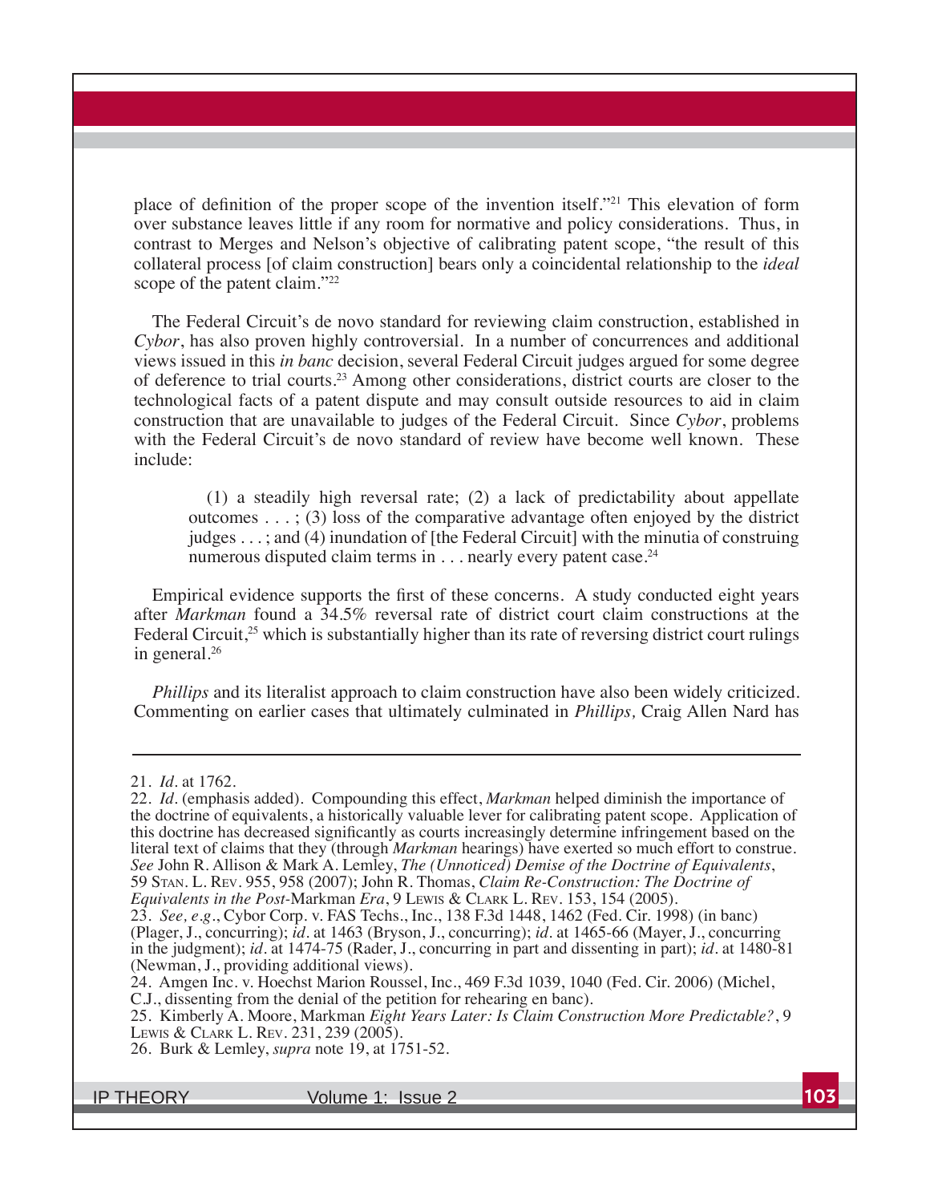place of definition of the proper scope of the invention itself."[21] This elevation of form over substance leaves little if any room for normative and policy considerations. Thus, in contrast to Merges and Nelson's objective of calibrating patent scope, "the result of this collateral process [of claim construction] bears only a coincidental relationship to the *ideal* scope of the patent claim."[22]

The Federal Circuit's de novo standard for reviewing claim construction, established in *Cybor*, has also proven highly controversial. In a number of concurrences and additional views issued in this *in banc* decision, several Federal Circuit judges argued for some degree of deference to trial courts.[23] Among other considerations, district courts are closer to the technological facts of a patent dispute and may consult outside resources to aid in claim construction that are unavailable to judges of the Federal Circuit. Since *Cybor*, problems with the Federal Circuit's de novo standard of review have become well known. These include:

> (1) a steadily high reversal rate; (2) a lack of predictability about appellate outcomes . . . ; (3) loss of the comparative advantage often enjoyed by the district judges . . . ; and (4) inundation of [the Federal Circuit] with the minutia of construing numerous disputed claim terms in . . . nearly every patent case.[24]

Empirical evidence supports the first of these concerns. A study conducted eight years after *Markman* found a 34.5% reversal rate of district court claim constructions at the Federal Circuit,[25] which is substantially higher than its rate of reversing district court rulings in general.[26]

*Phillips* and its literalist approach to claim construction have also been widely criticized. Commenting on earlier cases that ultimately culminated in *Phillips,* Craig Allen Nard has

---

21. *Id*. at 1762.

22. *Id*. (emphasis added). Compounding this effect, *Markman* helped diminish the importance of the doctrine of equivalents, a historically valuable lever for calibrating patent scope. Application of this doctrine has decreased significantly as courts increasingly determine infringement based on the literal text of claims that they (through *Markman* hearings) have exerted so much effort to construe. *See* John R. Allison & Mark A. Lemley, *The (Unnoticed) Demise of the Doctrine of Equivalents*, 59 Stan. L. Rev. 955, 958 (2007); John R. Thomas, *Claim Re-Construction: The Doctrine of Equivalents in the Post-*Markman *Era*, 9 Lewis & Clark L. Rev. 153, 154 (2005).

23. *See, e.g.*, Cybor Corp. v. FAS Techs., Inc., 138 F.3d 1448, 1462 (Fed. Cir. 1998) (in banc) (Plager, J., concurring); *id*. at 1463 (Bryson, J., concurring); *id*. at 1465-66 (Mayer, J., concurring in the judgment); *id*. at 1474-75 (Rader, J., concurring in part and dissenting in part); *id*. at 1480-81 (Newman, J., providing additional views).

24. Amgen Inc. v. Hoechst Marion Roussel, Inc., 469 F.3d 1039, 1040 (Fed. Cir. 2006) (Michel, C.J., dissenting from the denial of the petition for rehearing en banc).

25. Kimberly A. Moore, Markman *Eight Years Later: Is Claim Construction More Predictable?*, 9 Lewis & Clark L. Rev. 231, 239 (2005).

26. Burk & Lemley, *supra* note 19, at 1751-52.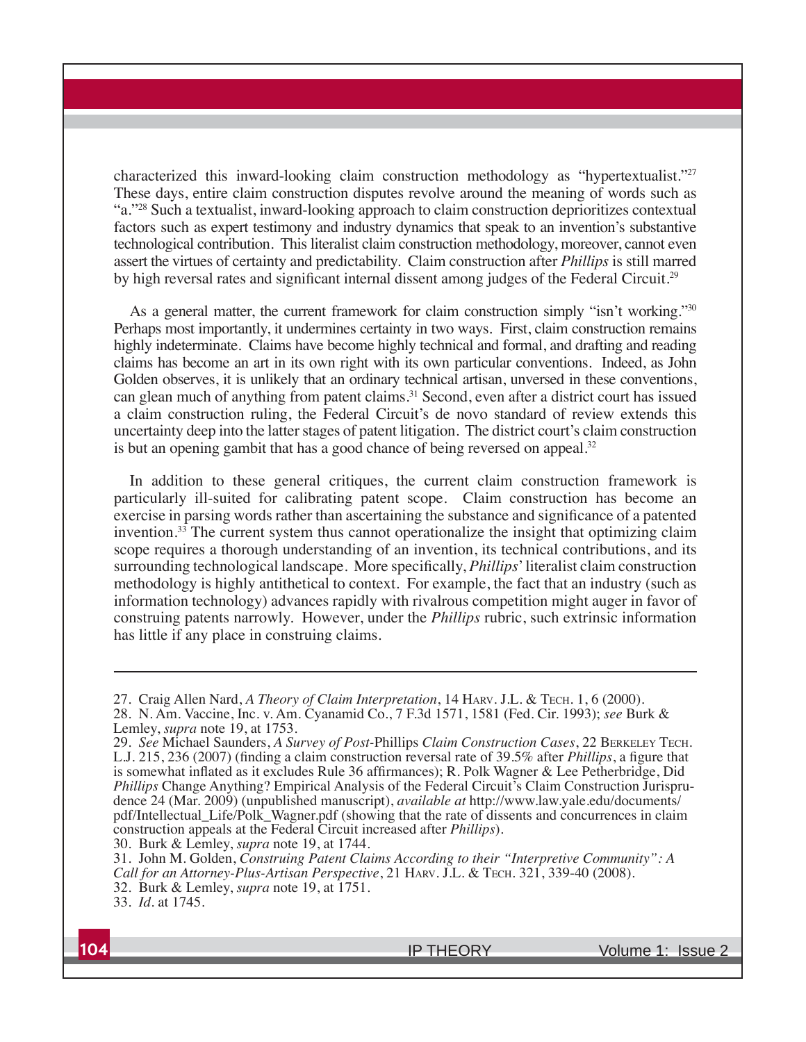characterized this inward-looking claim construction methodology as "hypertextualist."[27] These days, entire claim construction disputes revolve around the meaning of words such as "a."[28] Such a textualist, inward-looking approach to claim construction deprioritizes contextual factors such as expert testimony and industry dynamics that speak to an invention's substantive technological contribution. This literalist claim construction methodology, moreover, cannot even assert the virtues of certainty and predictability. Claim construction after *Phillips* is still marred by high reversal rates and significant internal dissent among judges of the Federal Circuit.[29]

As a general matter, the current framework for claim construction simply "isn't working."[30] Perhaps most importantly, it undermines certainty in two ways. First, claim construction remains highly indeterminate. Claims have become highly technical and formal, and drafting and reading claims has become an art in its own right with its own particular conventions. Indeed, as John Golden observes, it is unlikely that an ordinary technical artisan, unversed in these conventions, can glean much of anything from patent claims.[31] Second, even after a district court has issued a claim construction ruling, the Federal Circuit's de novo standard of review extends this uncertainty deep into the latter stages of patent litigation. The district court's claim construction is but an opening gambit that has a good chance of being reversed on appeal.[32]

In addition to these general critiques, the current claim construction framework is particularly ill-suited for calibrating patent scope. Claim construction has become an exercise in parsing words rather than ascertaining the substance and significance of a patented invention.[33] The current system thus cannot operationalize the insight that optimizing claim scope requires a thorough understanding of an invention, its technical contributions, and its surrounding technological landscape. More specifically, *Phillips*' literalist claim construction methodology is highly antithetical to context. For example, the fact that an industry (such as information technology) advances rapidly with rivalrous competition might auger in favor of construing patents narrowly. However, under the *Phillips* rubric, such extrinsic information has little if any place in construing claims.

---

27. Craig Allen Nard, *A Theory of Claim Interpretation*, 14 Harv. J.L. & Tech. 1, 6 (2000).

28. N. Am. Vaccine, Inc. v. Am. Cyanamid Co., 7 F.3d 1571, 1581 (Fed. Cir. 1993); *see* Burk & Lemley, *supra* note 19, at 1753.

29. *See* Michael Saunders, *A Survey of Post-*Phillips *Claim Construction Cases*, 22 Berkeley Tech. L.J. 215, 236 (2007) (finding a claim construction reversal rate of 39.5% after *Phillips*, a figure that is somewhat inflated as it excludes Rule 36 affirmances); R. Polk Wagner & Lee Petherbridge, Did *Phillips* Change Anything? Empirical Analysis of the Federal Circuit's Claim Construction Jurisprudence 24 (Mar. 2009) (unpublished manuscript), *available at* http://www.law.yale.edu/documents/pdf/Intellectual_Life/Polk_Wagner.pdf (showing that the rate of dissents and concurrences in claim construction appeals at the Federal Circuit increased after *Phillips*).

30. Burk & Lemley, *supra* note 19, at 1744.

31. John M. Golden, *Construing Patent Claims According to their "Interpretive Community": A Call for an Attorney-Plus-Artisan Perspective*, 21 Harv. J.L. & Tech. 321, 339-40 (2008).

32. Burk & Lemley, *supra* note 19, at 1751.

33. *Id.* at 1745.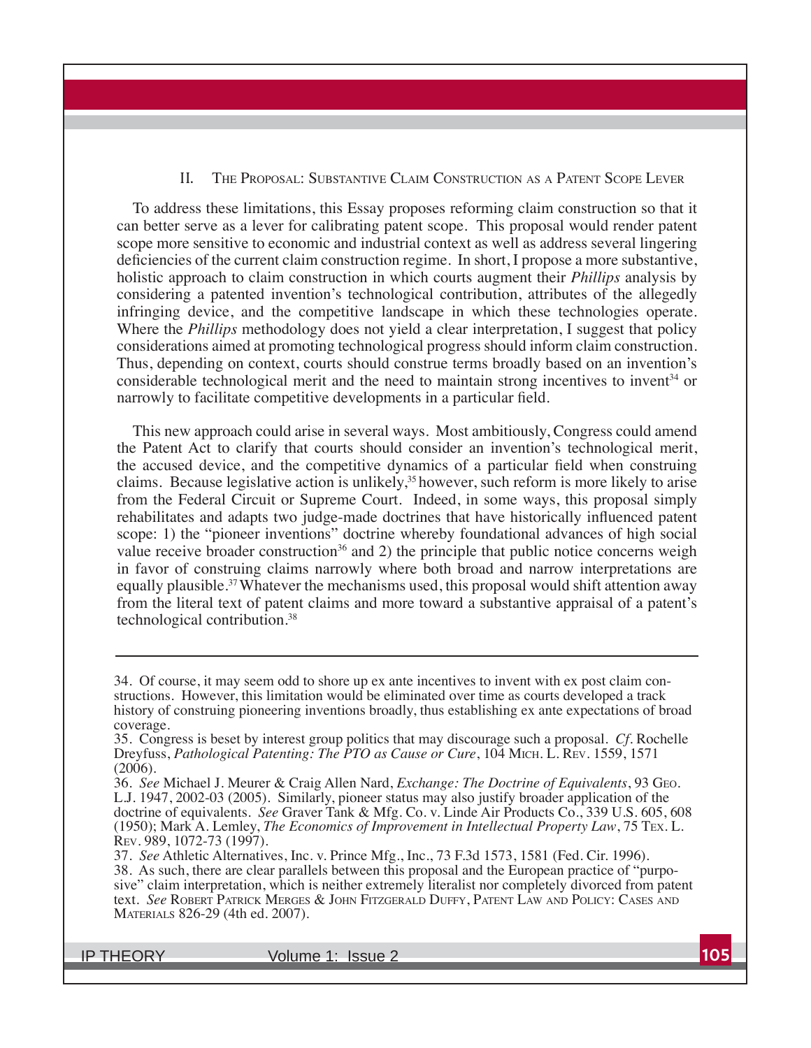## II. The Proposal: Substantive Claim Construction as a Patent Scope Lever

To address these limitations, this Essay proposes reforming claim construction so that it can better serve as a lever for calibrating patent scope. This proposal would render patent scope more sensitive to economic and industrial context as well as address several lingering deficiencies of the current claim construction regime. In short, I propose a more substantive, holistic approach to claim construction in which courts augment their *Phillips* analysis by considering a patented invention's technological contribution, attributes of the allegedly infringing device, and the competitive landscape in which these technologies operate. Where the *Phillips* methodology does not yield a clear interpretation, I suggest that policy considerations aimed at promoting technological progress should inform claim construction. Thus, depending on context, courts should construe terms broadly based on an invention's considerable technological merit and the need to maintain strong incentives to invent[34] or narrowly to facilitate competitive developments in a particular field.

This new approach could arise in several ways. Most ambitiously, Congress could amend the Patent Act to clarify that courts should consider an invention's technological merit, the accused device, and the competitive dynamics of a particular field when construing claims. Because legislative action is unlikely,[35] however, such reform is more likely to arise from the Federal Circuit or Supreme Court. Indeed, in some ways, this proposal simply rehabilitates and adapts two judge-made doctrines that have historically influenced patent scope: 1) the "pioneer inventions" doctrine whereby foundational advances of high social value receive broader construction[36] and 2) the principle that public notice concerns weigh in favor of construing claims narrowly where both broad and narrow interpretations are equally plausible.[37] Whatever the mechanisms used, this proposal would shift attention away from the literal text of patent claims and more toward a substantive appraisal of a patent's technological contribution.[38]

---

34. Of course, it may seem odd to shore up ex ante incentives to invent with ex post claim constructions. However, this limitation would be eliminated over time as courts developed a track history of construing pioneering inventions broadly, thus establishing ex ante expectations of broad coverage.

35. Congress is beset by interest group politics that may discourage such a proposal. *Cf.* Rochelle Dreyfuss, *Pathological Patenting: The PTO as Cause or Cure*, 104 Mich. L. Rev. 1559, 1571 (2006).

36. *See* Michael J. Meurer & Craig Allen Nard, *Exchange: The Doctrine of Equivalents*, 93 Geo. L.J. 1947, 2002-03 (2005). Similarly, pioneer status may also justify broader application of the doctrine of equivalents. *See* Graver Tank & Mfg. Co. v. Linde Air Products Co., 339 U.S. 605, 608 (1950); Mark A. Lemley, *The Economics of Improvement in Intellectual Property Law*, 75 Tex. L. Rev. 989, 1072-73 (1997).

37. *See* Athletic Alternatives, Inc. v. Prince Mfg., Inc., 73 F.3d 1573, 1581 (Fed. Cir. 1996).

38. As such, there are clear parallels between this proposal and the European practice of "purposive" claim interpretation, which is neither extremely literalist nor completely divorced from patent text. *See* Robert Patrick Merges & John Fitzgerald Duffy, Patent Law and Policy: Cases and Materials 826-29 (4th ed. 2007).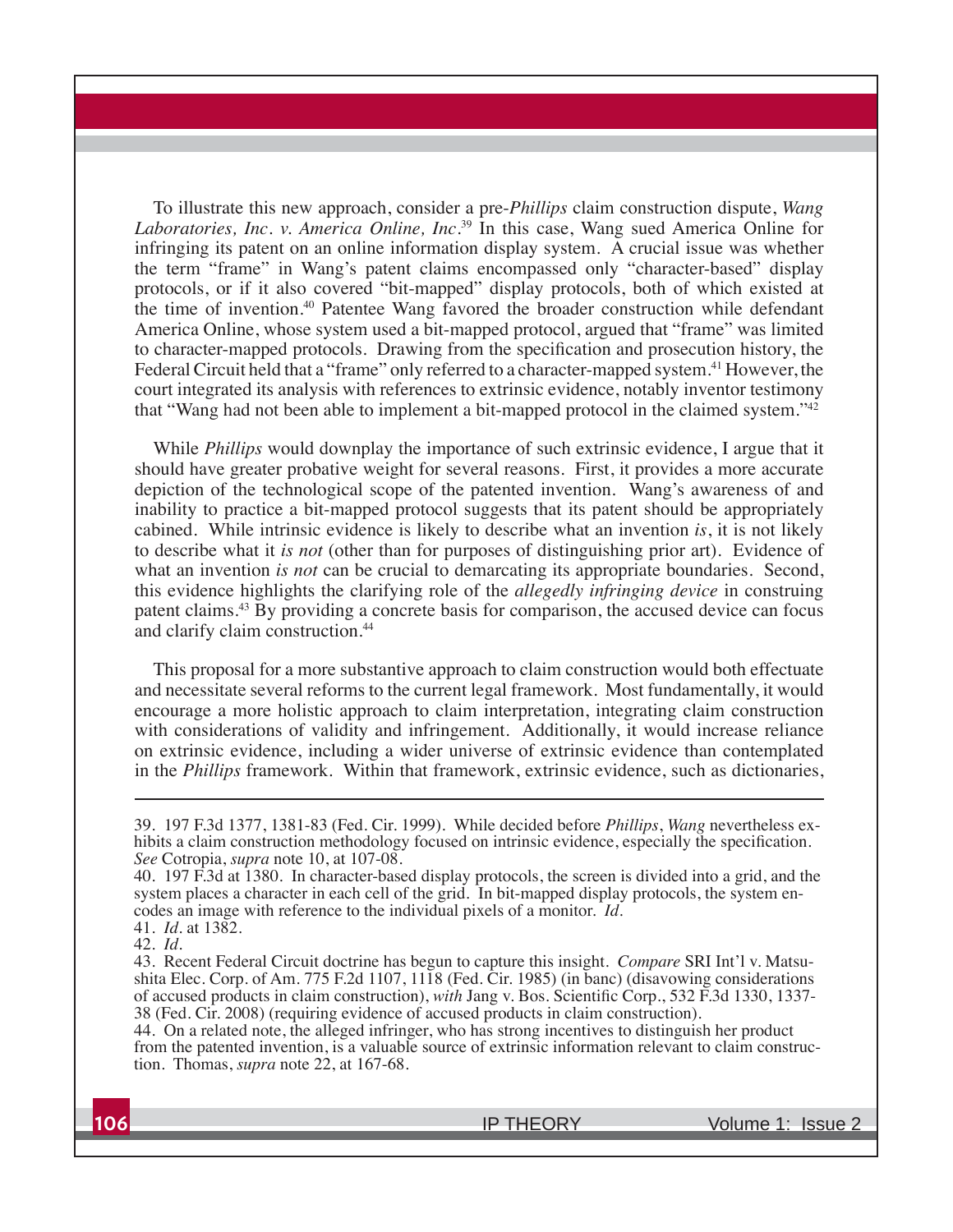To illustrate this new approach, consider a pre-*Phillips* claim construction dispute, *Wang Laboratories, Inc. v. America Online, Inc*.[39] In this case, Wang sued America Online for infringing its patent on an online information display system. A crucial issue was whether the term "frame" in Wang's patent claims encompassed only "character-based" display protocols, or if it also covered "bit-mapped" display protocols, both of which existed at the time of invention.[40] Patentee Wang favored the broader construction while defendant America Online, whose system used a bit-mapped protocol, argued that "frame" was limited to character-mapped protocols. Drawing from the specification and prosecution history, the Federal Circuit held that a "frame" only referred to a character-mapped system.[41] However, the court integrated its analysis with references to extrinsic evidence, notably inventor testimony that "Wang had not been able to implement a bit-mapped protocol in the claimed system."[42]

While *Phillips* would downplay the importance of such extrinsic evidence, I argue that it should have greater probative weight for several reasons. First, it provides a more accurate depiction of the technological scope of the patented invention. Wang's awareness of and inability to practice a bit-mapped protocol suggests that its patent should be appropriately cabined. While intrinsic evidence is likely to describe what an invention *is*, it is not likely to describe what it *is not* (other than for purposes of distinguishing prior art). Evidence of what an invention *is not* can be crucial to demarcating its appropriate boundaries. Second, this evidence highlights the clarifying role of the *allegedly infringing device* in construing patent claims.[43] By providing a concrete basis for comparison, the accused device can focus and clarify claim construction.[44]

This proposal for a more substantive approach to claim construction would both effectuate and necessitate several reforms to the current legal framework. Most fundamentally, it would encourage a more holistic approach to claim interpretation, integrating claim construction with considerations of validity and infringement. Additionally, it would increase reliance on extrinsic evidence, including a wider universe of extrinsic evidence than contemplated in the *Phillips* framework. Within that framework, extrinsic evidence, such as dictionaries,

---

39. 197 F.3d 1377, 1381-83 (Fed. Cir. 1999). While decided before *Phillips*, *Wang* nevertheless exhibits a claim construction methodology focused on intrinsic evidence, especially the specification. *See* Cotropia, *supra* note 10, at 107-08.

40. 197 F.3d at 1380. In character-based display protocols, the screen is divided into a grid, and the system places a character in each cell of the grid. In bit-mapped display protocols, the system encodes an image with reference to the individual pixels of a monitor. *Id.*

41. *Id.* at 1382.

42. *Id.*

43. Recent Federal Circuit doctrine has begun to capture this insight. *Compare* SRI Int'l v. Matsushita Elec. Corp. of Am. 775 F.2d 1107, 1118 (Fed. Cir. 1985) (in banc) (disavowing considerations of accused products in claim construction), *with* Jang v. Bos. Scientific Corp., 532 F.3d 1330, 1337-38 (Fed. Cir. 2008) (requiring evidence of accused products in claim construction).

44. On a related note, the alleged infringer, who has strong incentives to distinguish her product from the patented invention, is a valuable source of extrinsic information relevant to claim construction. Thomas, *supra* note 22, at 167-68.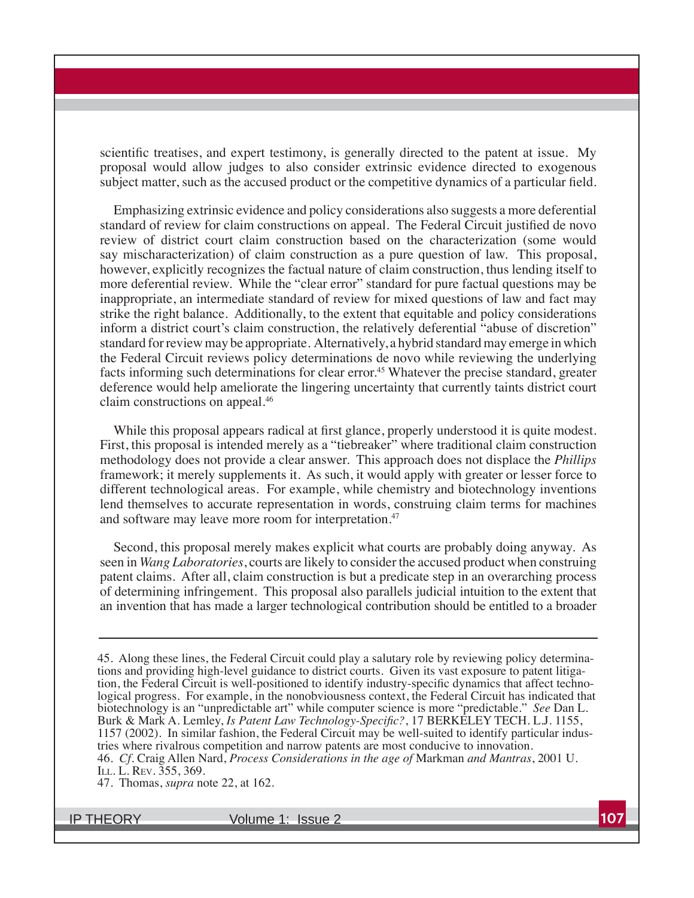scientific treatises, and expert testimony, is generally directed to the patent at issue. My proposal would allow judges to also consider extrinsic evidence directed to exogenous subject matter, such as the accused product or the competitive dynamics of a particular field.

Emphasizing extrinsic evidence and policy considerations also suggests a more deferential standard of review for claim constructions on appeal. The Federal Circuit justified de novo review of district court claim construction based on the characterization (some would say mischaracterization) of claim construction as a pure question of law. This proposal, however, explicitly recognizes the factual nature of claim construction, thus lending itself to more deferential review. While the "clear error" standard for pure factual questions may be inappropriate, an intermediate standard of review for mixed questions of law and fact may strike the right balance. Additionally, to the extent that equitable and policy considerations inform a district court's claim construction, the relatively deferential "abuse of discretion" standard for review may be appropriate. Alternatively, a hybrid standard may emerge in which the Federal Circuit reviews policy determinations de novo while reviewing the underlying facts informing such determinations for clear error.[45] Whatever the precise standard, greater deference would help ameliorate the lingering uncertainty that currently taints district court claim constructions on appeal.[46]

While this proposal appears radical at first glance, properly understood it is quite modest. First, this proposal is intended merely as a "tiebreaker" where traditional claim construction methodology does not provide a clear answer. This approach does not displace the *Phillips* framework; it merely supplements it. As such, it would apply with greater or lesser force to different technological areas. For example, while chemistry and biotechnology inventions lend themselves to accurate representation in words, construing claim terms for machines and software may leave more room for interpretation.[47]

Second, this proposal merely makes explicit what courts are probably doing anyway. As seen in *Wang Laboratories*, courts are likely to consider the accused product when construing patent claims. After all, claim construction is but a predicate step in an overarching process of determining infringement. This proposal also parallels judicial intuition to the extent that an invention that has made a larger technological contribution should be entitled to a broader

---

45. Along these lines, the Federal Circuit could play a salutary role by reviewing policy determinations and providing high-level guidance to district courts. Given its vast exposure to patent litigation, the Federal Circuit is well-positioned to identify industry-specific dynamics that affect technological progress. For example, in the nonobviousness context, the Federal Circuit has indicated that biotechnology is an "unpredictable art" while computer science is more "predictable." *See* Dan L. Burk & Mark A. Lemley, *Is Patent Law Technology-Specific?*, 17 BERKELEY TECH. L.J. 1155, 1157 (2002). In similar fashion, the Federal Circuit may be well-suited to identify particular industries where rivalrous competition and narrow patents are most conducive to innovation.

46. *Cf*. Craig Allen Nard, *Process Considerations in the age of* Markman *and Mantras*, 2001 U. ILL. L. REV. 355, 369.

47. Thomas, *supra* note 22, at 162.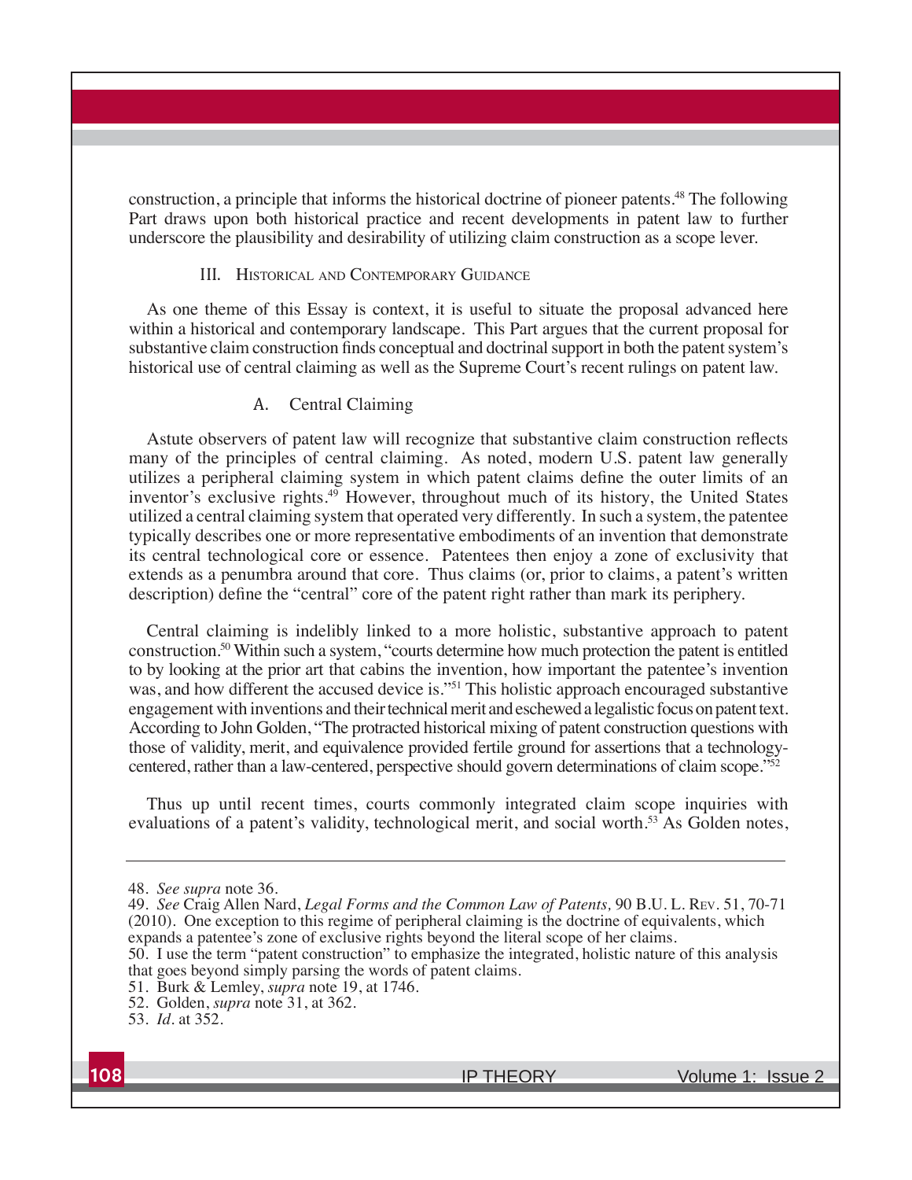construction, a principle that informs the historical doctrine of pioneer patents.[48] The following Part draws upon both historical practice and recent developments in patent law to further underscore the plausibility and desirability of utilizing claim construction as a scope lever.

## III. Historical and Contemporary Guidance

As one theme of this Essay is context, it is useful to situate the proposal advanced here within a historical and contemporary landscape. This Part argues that the current proposal for substantive claim construction finds conceptual and doctrinal support in both the patent system's historical use of central claiming as well as the Supreme Court's recent rulings on patent law.

### A. Central Claiming

Astute observers of patent law will recognize that substantive claim construction reflects many of the principles of central claiming. As noted, modern U.S. patent law generally utilizes a peripheral claiming system in which patent claims define the outer limits of an inventor's exclusive rights.[49] However, throughout much of its history, the United States utilized a central claiming system that operated very differently. In such a system, the patentee typically describes one or more representative embodiments of an invention that demonstrate its central technological core or essence. Patentees then enjoy a zone of exclusivity that extends as a penumbra around that core. Thus claims (or, prior to claims, a patent's written description) define the "central" core of the patent right rather than mark its periphery.

Central claiming is indelibly linked to a more holistic, substantive approach to patent construction.[50] Within such a system, "courts determine how much protection the patent is entitled to by looking at the prior art that cabins the invention, how important the patentee's invention was, and how different the accused device is."[51] This holistic approach encouraged substantive engagement with inventions and their technical merit and eschewed a legalistic focus on patent text. According to John Golden, "The protracted historical mixing of patent construction questions with those of validity, merit, and equivalence provided fertile ground for assertions that a technology-centered, rather than a law-centered, perspective should govern determinations of claim scope."[52]

Thus up until recent times, courts commonly integrated claim scope inquiries with evaluations of a patent's validity, technological merit, and social worth.[53] As Golden notes,

---

48. *See supra* note 36.

49. *See* Craig Allen Nard, *Legal Forms and the Common Law of Patents,* 90 B.U. L. Rev. 51, 70-71 (2010). One exception to this regime of peripheral claiming is the doctrine of equivalents, which expands a patentee's zone of exclusive rights beyond the literal scope of her claims.

50. I use the term "patent construction" to emphasize the integrated, holistic nature of this analysis that goes beyond simply parsing the words of patent claims.

51. Burk & Lemley, *supra* note 19, at 1746.

52. Golden, *supra* note 31, at 362.

53. *Id*. at 352.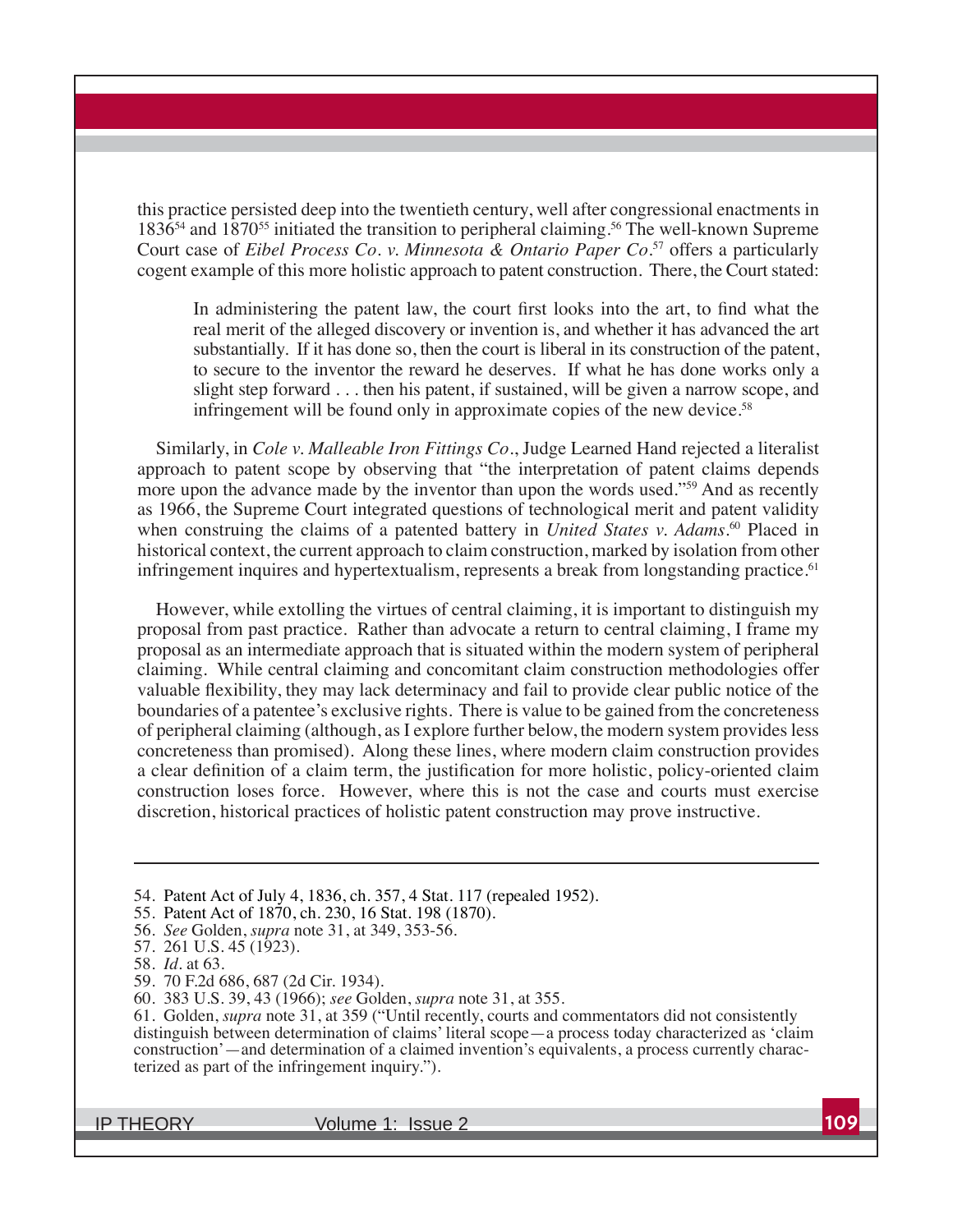this practice persisted deep into the twentieth century, well after congressional enactments in 1836[54] and 1870[55] initiated the transition to peripheral claiming.[56] The well-known Supreme Court case of *Eibel Process Co. v. Minnesota & Ontario Paper Co*.[57] offers a particularly cogent example of this more holistic approach to patent construction. There, the Court stated:

> In administering the patent law, the court first looks into the art, to find what the real merit of the alleged discovery or invention is, and whether it has advanced the art substantially. If it has done so, then the court is liberal in its construction of the patent, to secure to the inventor the reward he deserves. If what he has done works only a slight step forward . . . then his patent, if sustained, will be given a narrow scope, and infringement will be found only in approximate copies of the new device.[58]

Similarly, in *Cole v. Malleable Iron Fittings Co*., Judge Learned Hand rejected a literalist approach to patent scope by observing that "the interpretation of patent claims depends more upon the advance made by the inventor than upon the words used."[59] And as recently as 1966, the Supreme Court integrated questions of technological merit and patent validity when construing the claims of a patented battery in *United States v. Adams*.[60] Placed in historical context, the current approach to claim construction, marked by isolation from other infringement inquires and hypertextualism, represents a break from longstanding practice.[61]

However, while extolling the virtues of central claiming, it is important to distinguish my proposal from past practice. Rather than advocate a return to central claiming, I frame my proposal as an intermediate approach that is situated within the modern system of peripheral claiming. While central claiming and concomitant claim construction methodologies offer valuable flexibility, they may lack determinacy and fail to provide clear public notice of the boundaries of a patentee's exclusive rights. There is value to be gained from the concreteness of peripheral claiming (although, as I explore further below, the modern system provides less concreteness than promised). Along these lines, where modern claim construction provides a clear definition of a claim term, the justification for more holistic, policy-oriented claim construction loses force. However, where this is not the case and courts must exercise discretion, historical practices of holistic patent construction may prove instructive.

---

54. Patent Act of July 4, 1836, ch. 357, 4 Stat. 117 (repealed 1952).
55. Patent Act of 1870, ch. 230, 16 Stat. 198 (1870).
56. *See* Golden, *supra* note 31, at 349, 353-56.
57. 261 U.S. 45 (1923).
58. *Id*. at 63.
59. 70 F.2d 686, 687 (2d Cir. 1934).
60. 383 U.S. 39, 43 (1966); *see* Golden, *supra* note 31, at 355.
61. Golden, *supra* note 31, at 359 ("Until recently, courts and commentators did not consistently distinguish between determination of claims' literal scope—a process today characterized as 'claim construction'—and determination of a claimed invention's equivalents, a process currently characterized as part of the infringement inquiry.").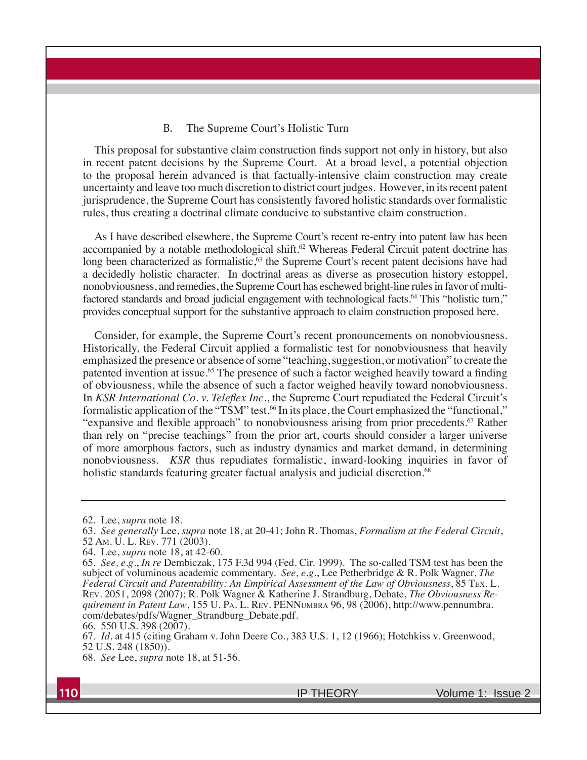### B. The Supreme Court's Holistic Turn

This proposal for substantive claim construction finds support not only in history, but also in recent patent decisions by the Supreme Court. At a broad level, a potential objection to the proposal herein advanced is that factually-intensive claim construction may create uncertainty and leave too much discretion to district court judges. However, in its recent patent jurisprudence, the Supreme Court has consistently favored holistic standards over formalistic rules, thus creating a doctrinal climate conducive to substantive claim construction.

As I have described elsewhere, the Supreme Court's recent re-entry into patent law has been accompanied by a notable methodological shift.[62] Whereas Federal Circuit patent doctrine has long been characterized as formalistic,[63] the Supreme Court's recent patent decisions have had a decidedly holistic character. In doctrinal areas as diverse as prosecution history estoppel, nonobviousness, and remedies, the Supreme Court has eschewed bright-line rules in favor of multi-factored standards and broad judicial engagement with technological facts.[64] This "holistic turn," provides conceptual support for the substantive approach to claim construction proposed here.

Consider, for example, the Supreme Court's recent pronouncements on nonobviousness. Historically, the Federal Circuit applied a formalistic test for nonobviousness that heavily emphasized the presence or absence of some "teaching, suggestion, or motivation" to create the patented invention at issue.[65] The presence of such a factor weighed heavily toward a finding of obviousness, while the absence of such a factor weighed heavily toward nonobviousness. In *KSR International Co. v. Teleflex Inc.*, the Supreme Court repudiated the Federal Circuit's formalistic application of the "TSM" test.[66] In its place, the Court emphasized the "functional," "expansive and flexible approach" to nonobviousness arising from prior precedents.[67] Rather than rely on "precise teachings" from the prior art, courts should consider a larger universe of more amorphous factors, such as industry dynamics and market demand, in determining nonobviousness. *KSR* thus repudiates formalistic, inward-looking inquiries in favor of holistic standards featuring greater factual analysis and judicial discretion.[68]

---

62. Lee, *supra* note 18.

63. *See generally* Lee, *supra* note 18, at 20-41; John R. Thomas, *Formalism at the Federal Circuit*, 52 Am. U. L. Rev. 771 (2003).

64. Lee, *supra* note 18, at 42-60.

65. *See, e.g.*, *In re* Dembiczak, 175 F.3d 994 (Fed. Cir. 1999). The so-called TSM test has been the subject of voluminous academic commentary. *See, e.g.*, Lee Petherbridge & R. Polk Wagner, *The Federal Circuit and Patentability: An Empirical Assessment of the Law of Obviousness*, 85 Tex. L. Rev. 2051, 2098 (2007); R. Polk Wagner & Katherine J. Strandburg, Debate, *The Obviousness Requirement in Patent Law*, 155 U. Pa. L. Rev. PENNumbra 96, 98 (2006), http://www.pennumbra.com/debates/pdfs/Wagner_Strandburg_Debate.pdf.

66. 550 U.S. 398 (2007).

67. *Id.* at 415 (citing Graham v. John Deere Co., 383 U.S. 1, 12 (1966); Hotchkiss v. Greenwood, 52 U.S. 248 (1850)).

68. *See* Lee, *supra* note 18, at 51-56.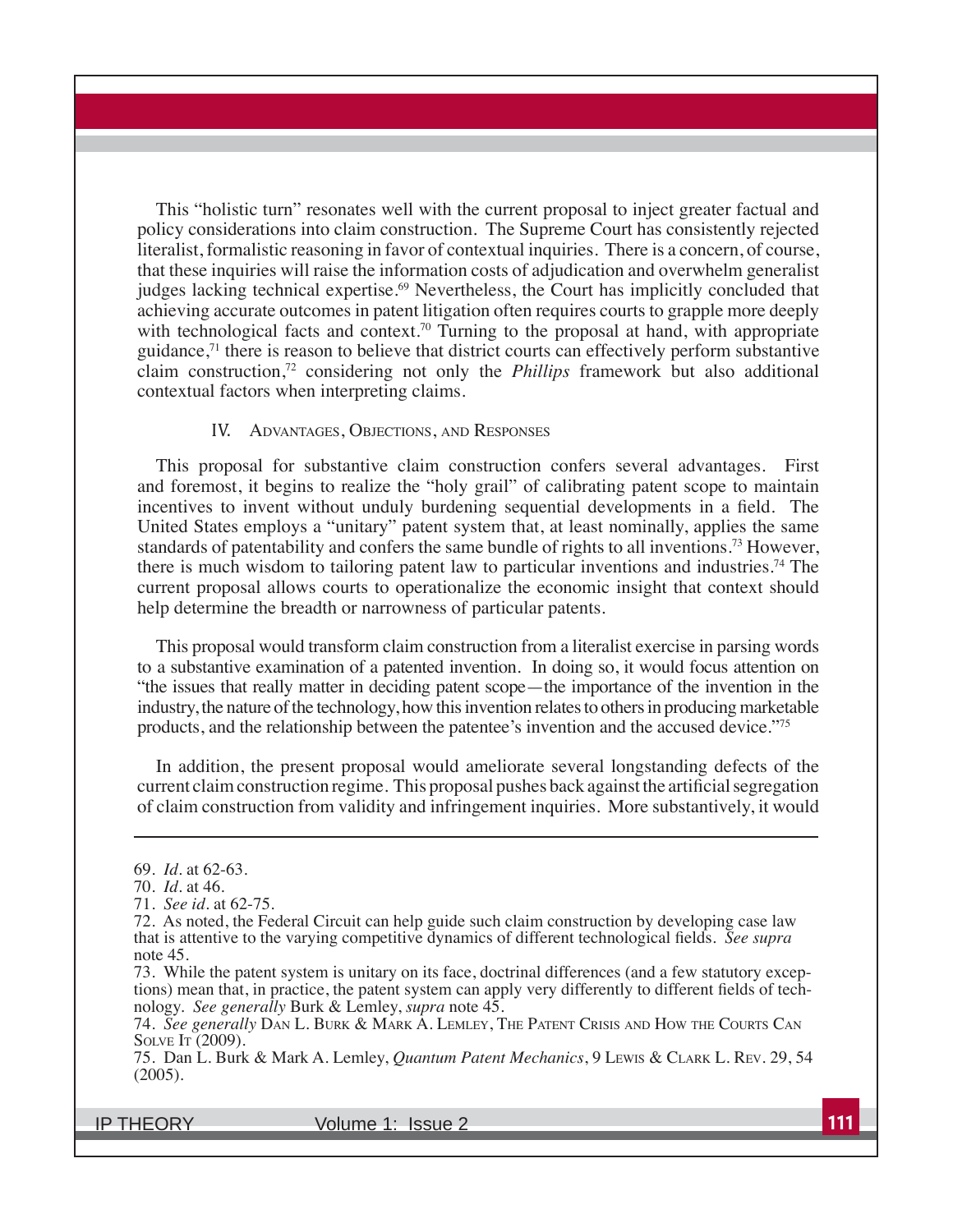This "holistic turn" resonates well with the current proposal to inject greater factual and policy considerations into claim construction. The Supreme Court has consistently rejected literalist, formalistic reasoning in favor of contextual inquiries. There is a concern, of course, that these inquiries will raise the information costs of adjudication and overwhelm generalist judges lacking technical expertise.[69] Nevertheless, the Court has implicitly concluded that achieving accurate outcomes in patent litigation often requires courts to grapple more deeply with technological facts and context.[70] Turning to the proposal at hand, with appropriate guidance,[71] there is reason to believe that district courts can effectively perform substantive claim construction,[72] considering not only the *Phillips* framework but also additional contextual factors when interpreting claims.

## IV. Advantages, Objections, and Responses

This proposal for substantive claim construction confers several advantages. First and foremost, it begins to realize the "holy grail" of calibrating patent scope to maintain incentives to invent without unduly burdening sequential developments in a field. The United States employs a "unitary" patent system that, at least nominally, applies the same standards of patentability and confers the same bundle of rights to all inventions.[73] However, there is much wisdom to tailoring patent law to particular inventions and industries.[74] The current proposal allows courts to operationalize the economic insight that context should help determine the breadth or narrowness of particular patents.

This proposal would transform claim construction from a literalist exercise in parsing words to a substantive examination of a patented invention. In doing so, it would focus attention on "the issues that really matter in deciding patent scope—the importance of the invention in the industry, the nature of the technology, how this invention relates to others in producing marketable products, and the relationship between the patentee's invention and the accused device."[75]

In addition, the present proposal would ameliorate several longstanding defects of the current claim construction regime. This proposal pushes back against the artificial segregation of claim construction from validity and infringement inquiries. More substantively, it would

---

69. *Id.* at 62-63.

70. *Id.* at 46.

71. *See id.* at 62-75.

72. As noted, the Federal Circuit can help guide such claim construction by developing case law that is attentive to the varying competitive dynamics of different technological fields. *See supra* note 45.

73. While the patent system is unitary on its face, doctrinal differences (and a few statutory exceptions) mean that, in practice, the patent system can apply very differently to different fields of technology. *See generally* Burk & Lemley, *supra* note 45.

74. *See generally* Dan L. Burk & Mark A. Lemley, The Patent Crisis and How the Courts Can Solve It (2009).

75. Dan L. Burk & Mark A. Lemley, *Quantum Patent Mechanics*, 9 Lewis & Clark L. Rev. 29, 54 (2005).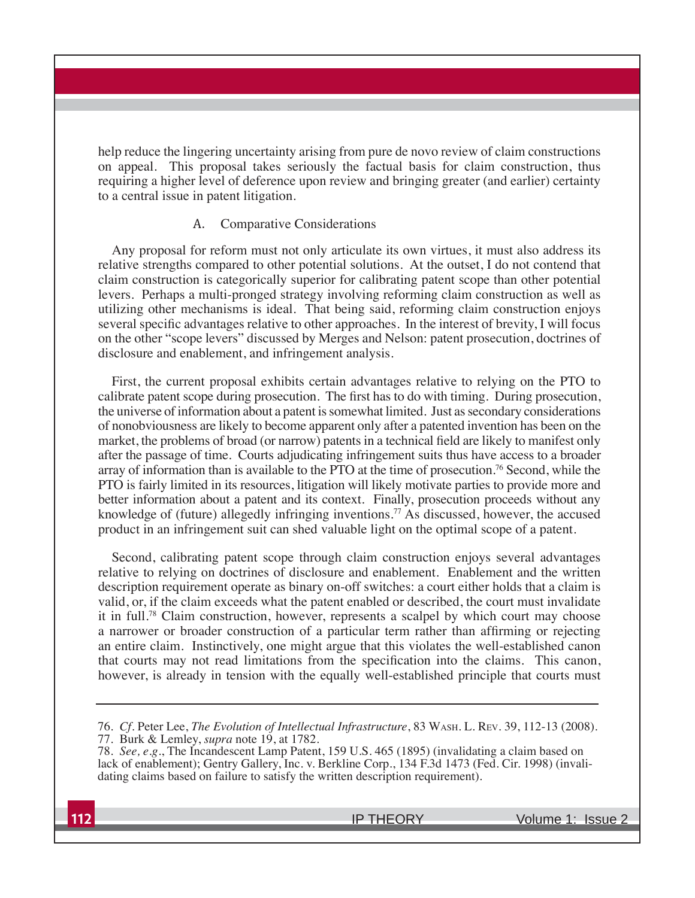help reduce the lingering uncertainty arising from pure de novo review of claim constructions on appeal. This proposal takes seriously the factual basis for claim construction, thus requiring a higher level of deference upon review and bringing greater (and earlier) certainty to a central issue in patent litigation.

### A. Comparative Considerations

Any proposal for reform must not only articulate its own virtues, it must also address its relative strengths compared to other potential solutions. At the outset, I do not contend that claim construction is categorically superior for calibrating patent scope than other potential levers. Perhaps a multi-pronged strategy involving reforming claim construction as well as utilizing other mechanisms is ideal. That being said, reforming claim construction enjoys several specific advantages relative to other approaches. In the interest of brevity, I will focus on the other "scope levers" discussed by Merges and Nelson: patent prosecution, doctrines of disclosure and enablement, and infringement analysis.

First, the current proposal exhibits certain advantages relative to relying on the PTO to calibrate patent scope during prosecution. The first has to do with timing. During prosecution, the universe of information about a patent is somewhat limited. Just as secondary considerations of nonobviousness are likely to become apparent only after a patented invention has been on the market, the problems of broad (or narrow) patents in a technical field are likely to manifest only after the passage of time. Courts adjudicating infringement suits thus have access to a broader array of information than is available to the PTO at the time of prosecution.[76] Second, while the PTO is fairly limited in its resources, litigation will likely motivate parties to provide more and better information about a patent and its context. Finally, prosecution proceeds without any knowledge of (future) allegedly infringing inventions.[77] As discussed, however, the accused product in an infringement suit can shed valuable light on the optimal scope of a patent.

Second, calibrating patent scope through claim construction enjoys several advantages relative to relying on doctrines of disclosure and enablement. Enablement and the written description requirement operate as binary on-off switches: a court either holds that a claim is valid, or, if the claim exceeds what the patent enabled or described, the court must invalidate it in full.[78] Claim construction, however, represents a scalpel by which court may choose a narrower or broader construction of a particular term rather than affirming or rejecting an entire claim. Instinctively, one might argue that this violates the well-established canon that courts may not read limitations from the specification into the claims. This canon, however, is already in tension with the equally well-established principle that courts must

---

76. *Cf.* Peter Lee, *The Evolution of Intellectual Infrastructure*, 83 Wash. L. Rev. 39, 112-13 (2008).

77. Burk & Lemley, *supra* note 19, at 1782.

78. *See, e.g.*, The Incandescent Lamp Patent, 159 U.S. 465 (1895) (invalidating a claim based on lack of enablement); Gentry Gallery, Inc. v. Berkline Corp., 134 F.3d 1473 (Fed. Cir. 1998) (invalidating claims based on failure to satisfy the written description requirement).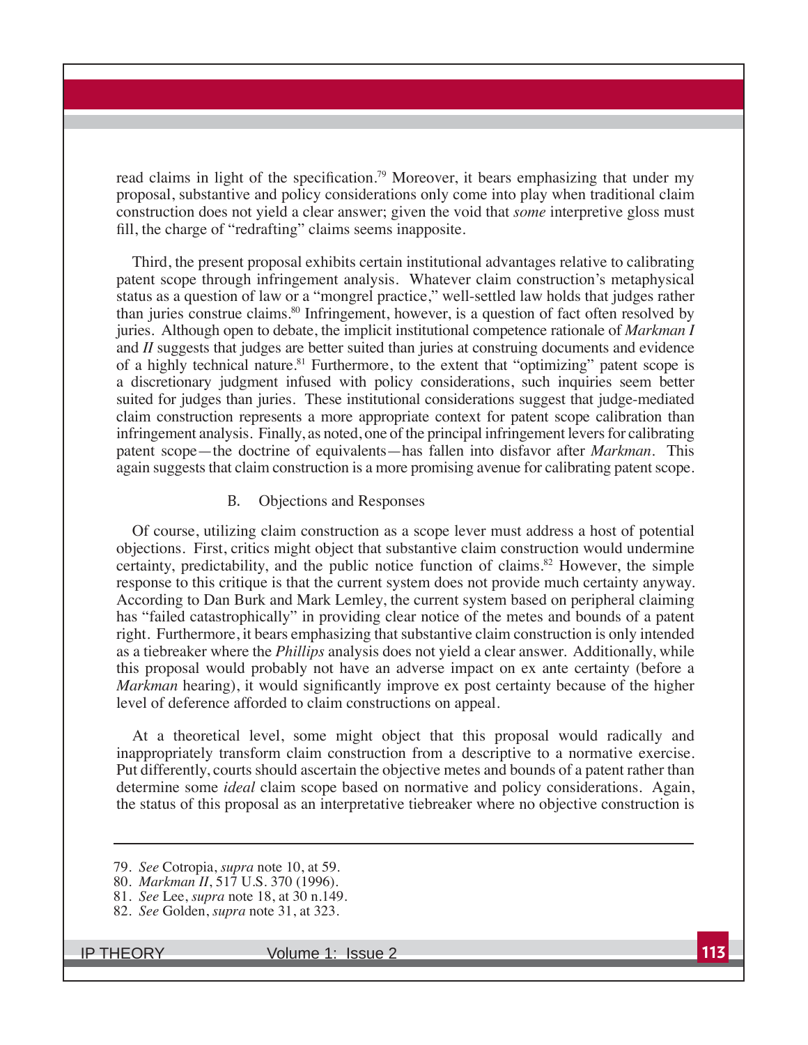read claims in light of the specification.[79] Moreover, it bears emphasizing that under my proposal, substantive and policy considerations only come into play when traditional claim construction does not yield a clear answer; given the void that *some* interpretive gloss must fill, the charge of "redrafting" claims seems inapposite.

Third, the present proposal exhibits certain institutional advantages relative to calibrating patent scope through infringement analysis. Whatever claim construction's metaphysical status as a question of law or a "mongrel practice," well-settled law holds that judges rather than juries construe claims.[80] Infringement, however, is a question of fact often resolved by juries. Although open to debate, the implicit institutional competence rationale of *Markman I* and *II* suggests that judges are better suited than juries at construing documents and evidence of a highly technical nature.[81] Furthermore, to the extent that "optimizing" patent scope is a discretionary judgment infused with policy considerations, such inquiries seem better suited for judges than juries. These institutional considerations suggest that judge-mediated claim construction represents a more appropriate context for patent scope calibration than infringement analysis. Finally, as noted, one of the principal infringement levers for calibrating patent scope—the doctrine of equivalents—has fallen into disfavor after *Markman*. This again suggests that claim construction is a more promising avenue for calibrating patent scope.

### B. Objections and Responses

Of course, utilizing claim construction as a scope lever must address a host of potential objections. First, critics might object that substantive claim construction would undermine certainty, predictability, and the public notice function of claims.[82] However, the simple response to this critique is that the current system does not provide much certainty anyway. According to Dan Burk and Mark Lemley, the current system based on peripheral claiming has "failed catastrophically" in providing clear notice of the metes and bounds of a patent right. Furthermore, it bears emphasizing that substantive claim construction is only intended as a tiebreaker where the *Phillips* analysis does not yield a clear answer. Additionally, while this proposal would probably not have an adverse impact on ex ante certainty (before a *Markman* hearing), it would significantly improve ex post certainty because of the higher level of deference afforded to claim constructions on appeal.

At a theoretical level, some might object that this proposal would radically and inappropriately transform claim construction from a descriptive to a normative exercise. Put differently, courts should ascertain the objective metes and bounds of a patent rather than determine some *ideal* claim scope based on normative and policy considerations. Again, the status of this proposal as an interpretative tiebreaker where no objective construction is

---

79. *See* Cotropia, *supra* note 10, at 59.
80. *Markman II*, 517 U.S. 370 (1996).
81. *See* Lee, *supra* note 18, at 30 n.149.
82. *See* Golden, *supra* note 31, at 323.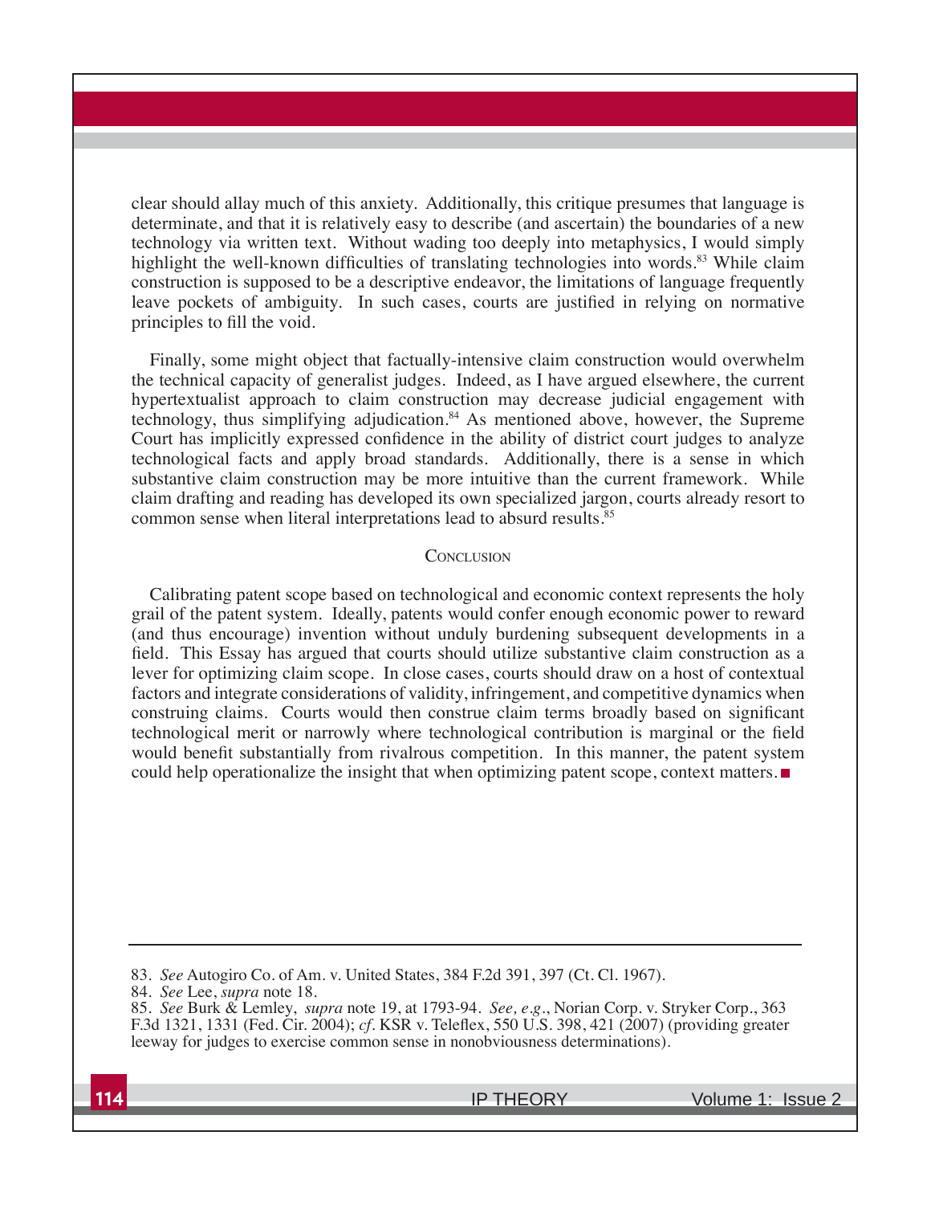clear should allay much of this anxiety. Additionally, this critique presumes that language is determinate, and that it is relatively easy to describe (and ascertain) the boundaries of a new technology via written text. Without wading too deeply into metaphysics, I would simply highlight the well-known difficulties of translating technologies into words.[83] While claim construction is supposed to be a descriptive endeavor, the limitations of language frequently leave pockets of ambiguity. In such cases, courts are justified in relying on normative principles to fill the void.

Finally, some might object that factually-intensive claim construction would overwhelm the technical capacity of generalist judges. Indeed, as I have argued elsewhere, the current hypertextualist approach to claim construction may decrease judicial engagement with technology, thus simplifying adjudication.[84] As mentioned above, however, the Supreme Court has implicitly expressed confidence in the ability of district court judges to analyze technological facts and apply broad standards. Additionally, there is a sense in which substantive claim construction may be more intuitive than the current framework. While claim drafting and reading has developed its own specialized jargon, courts already resort to common sense when literal interpretations lead to absurd results.[85]

## Conclusion

Calibrating patent scope based on technological and economic context represents the holy grail of the patent system. Ideally, patents would confer enough economic power to reward (and thus encourage) invention without unduly burdening subsequent developments in a field. This Essay has argued that courts should utilize substantive claim construction as a lever for optimizing claim scope. In close cases, courts should draw on a host of contextual factors and integrate considerations of validity, infringement, and competitive dynamics when construing claims. Courts would then construe claim terms broadly based on significant technological merit or narrowly where technological contribution is marginal or the field would benefit substantially from rivalrous competition. In this manner, the patent system could help operationalize the insight that when optimizing patent scope, context matters. ■

---

83. *See* Autogiro Co. of Am. v. United States, 384 F.2d 391, 397 (Ct. Cl. 1967).

84. *See* Lee, *supra* note 18.

85. *See* Burk & Lemley, *supra* note 19, at 1793-94. *See, e.g.*, Norian Corp. v. Stryker Corp., 363 F.3d 1321, 1331 (Fed. Cir. 2004); *cf.* KSR v. Teleflex, 550 U.S. 398, 421 (2007) (providing greater leeway for judges to exercise common sense in nonobviousness determinations).